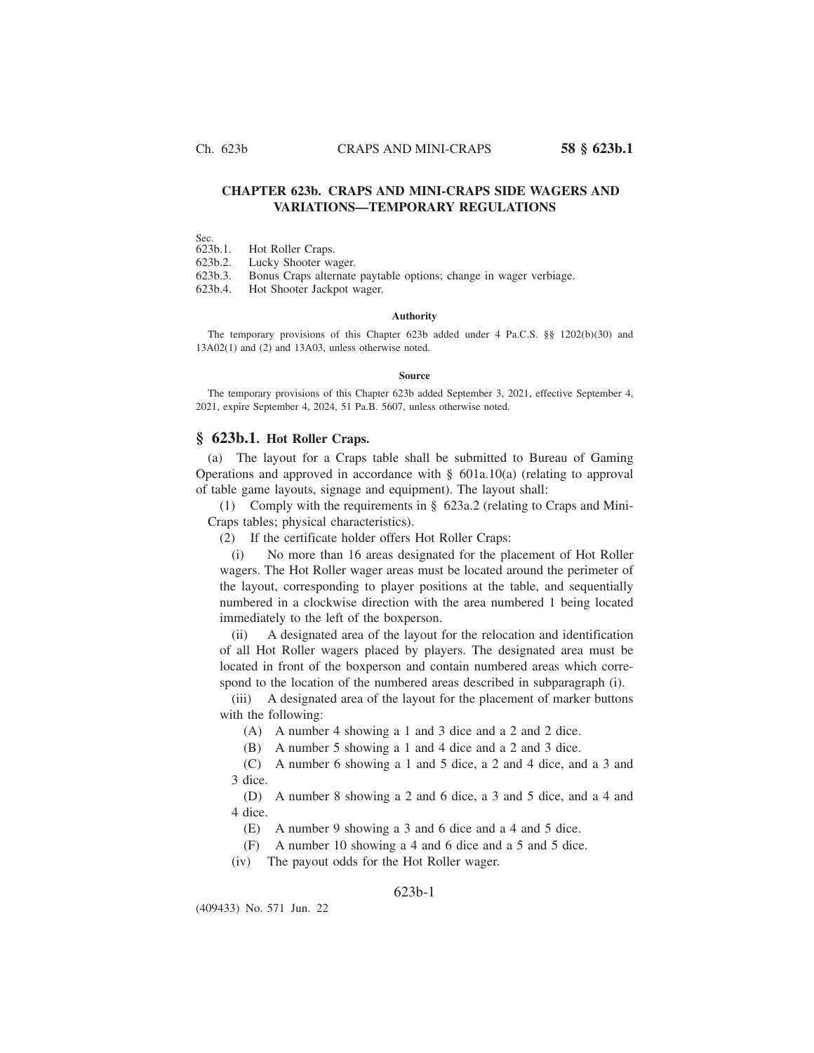## CHAPTER 623b. CRAPS AND MINI-CRAPS SIDE WAGERS AND VARIATIONS—TEMPORARY REGULATIONS

Sec.
623b.1. Hot Roller Craps.
623b.2. Lucky Shooter wager.
623b.3. Bonus Craps alternate paytable options; change in wager verbiage.
623b.4. Hot Shooter Jackpot wager.

#### Authority

The temporary provisions of this Chapter 623b added under 4 Pa.C.S. §§ 1202(b)(30) and 13A02(1) and (2) and 13A03, unless otherwise noted.

#### Source

The temporary provisions of this Chapter 623b added September 3, 2021, effective September 4, 2021, expire September 4, 2024, 51 Pa.B. 5607, unless otherwise noted.

### § 623b.1. Hot Roller Craps.

(a) The layout for a Craps table shall be submitted to Bureau of Gaming Operations and approved in accordance with § 601a.10(a) (relating to approval of table game layouts, signage and equipment). The layout shall:

(1) Comply with the requirements in § 623a.2 (relating to Craps and Mini-Craps tables; physical characteristics).

(2) If the certificate holder offers Hot Roller Craps:

(i) No more than 16 areas designated for the placement of Hot Roller wagers. The Hot Roller wager areas must be located around the perimeter of the layout, corresponding to player positions at the table, and sequentially numbered in a clockwise direction with the area numbered 1 being located immediately to the left of the boxperson.

(ii) A designated area of the layout for the relocation and identification of all Hot Roller wagers placed by players. The designated area must be located in front of the boxperson and contain numbered areas which correspond to the location of the numbered areas described in subparagraph (i).

(iii) A designated area of the layout for the placement of marker buttons with the following:

(A) A number 4 showing a 1 and 3 dice and a 2 and 2 dice.

(B) A number 5 showing a 1 and 4 dice and a 2 and 3 dice.

(C) A number 6 showing a 1 and 5 dice, a 2 and 4 dice, and a 3 and 3 dice.

(D) A number 8 showing a 2 and 6 dice, a 3 and 5 dice, and a 4 and 4 dice.

(E) A number 9 showing a 3 and 6 dice and a 4 and 5 dice.

(F) A number 10 showing a 4 and 6 dice and a 5 and 5 dice.

(iv) The payout odds for the Hot Roller wager.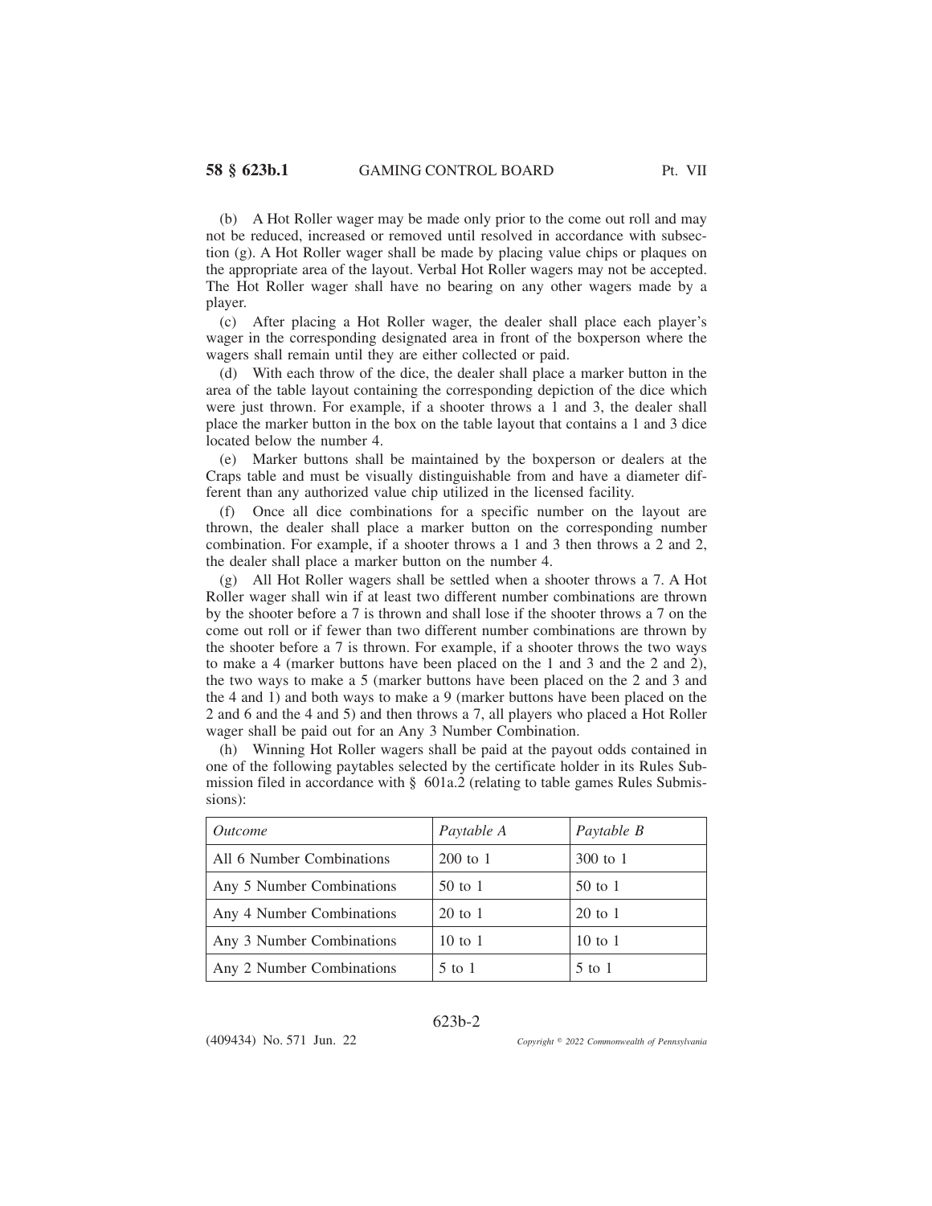(b) A Hot Roller wager may be made only prior to the come out roll and may not be reduced, increased or removed until resolved in accordance with subsection (g). A Hot Roller wager shall be made by placing value chips or plaques on the appropriate area of the layout. Verbal Hot Roller wagers may not be accepted. The Hot Roller wager shall have no bearing on any other wagers made by a player.

(c) After placing a Hot Roller wager, the dealer shall place each player's wager in the corresponding designated area in front of the boxperson where the wagers shall remain until they are either collected or paid.

(d) With each throw of the dice, the dealer shall place a marker button in the area of the table layout containing the corresponding depiction of the dice which were just thrown. For example, if a shooter throws a 1 and 3, the dealer shall place the marker button in the box on the table layout that contains a 1 and 3 dice located below the number 4.

(e) Marker buttons shall be maintained by the boxperson or dealers at the Craps table and must be visually distinguishable from and have a diameter different than any authorized value chip utilized in the licensed facility.

(f) Once all dice combinations for a specific number on the layout are thrown, the dealer shall place a marker button on the corresponding number combination. For example, if a shooter throws a 1 and 3 then throws a 2 and 2, the dealer shall place a marker button on the number 4.

(g) All Hot Roller wagers shall be settled when a shooter throws a 7. A Hot Roller wager shall win if at least two different number combinations are thrown by the shooter before a 7 is thrown and shall lose if the shooter throws a 7 on the come out roll or if fewer than two different number combinations are thrown by the shooter before a 7 is thrown. For example, if a shooter throws the two ways to make a 4 (marker buttons have been placed on the 1 and 3 and the 2 and 2), the two ways to make a 5 (marker buttons have been placed on the 2 and 3 and the 4 and 1) and both ways to make a 9 (marker buttons have been placed on the 2 and 6 and the 4 and 5) and then throws a 7, all players who placed a Hot Roller wager shall be paid out for an Any 3 Number Combination.

(h) Winning Hot Roller wagers shall be paid at the payout odds contained in one of the following paytables selected by the certificate holder in its Rules Submission filed in accordance with § 601a.2 (relating to table games Rules Submissions):

| *Outcome* | *Paytable A* | *Paytable B* |
|---|---|---|
| All 6 Number Combinations | 200 to 1 | 300 to 1 |
| Any 5 Number Combinations | 50 to 1 | 50 to 1 |
| Any 4 Number Combinations | 20 to 1 | 20 to 1 |
| Any 3 Number Combinations | 10 to 1 | 10 to 1 |
| Any 2 Number Combinations | 5 to 1 | 5 to 1 |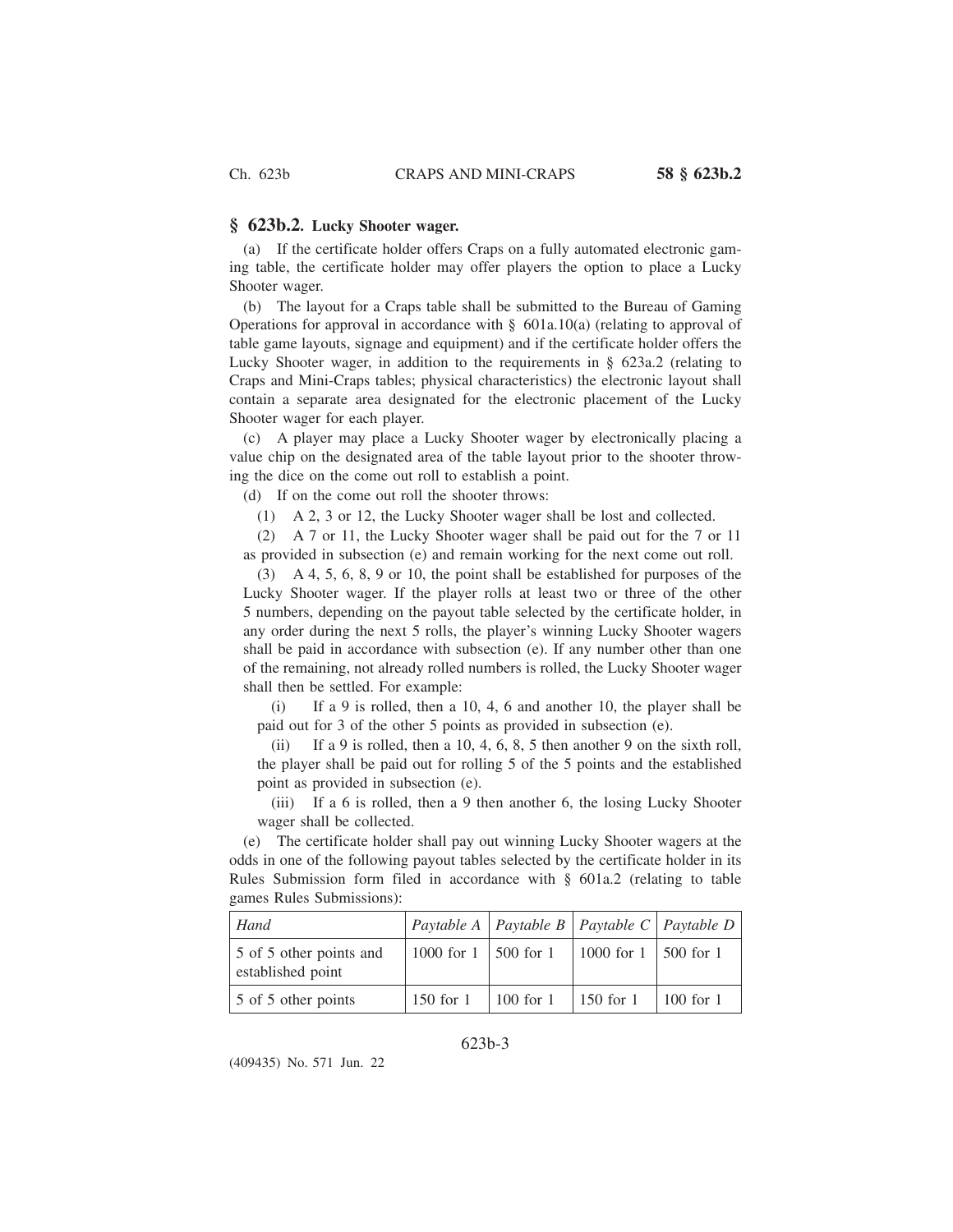## § 623b.2. Lucky Shooter wager.

(a) If the certificate holder offers Craps on a fully automated electronic gaming table, the certificate holder may offer players the option to place a Lucky Shooter wager.

(b) The layout for a Craps table shall be submitted to the Bureau of Gaming Operations for approval in accordance with § 601a.10(a) (relating to approval of table game layouts, signage and equipment) and if the certificate holder offers the Lucky Shooter wager, in addition to the requirements in § 623a.2 (relating to Craps and Mini-Craps tables; physical characteristics) the electronic layout shall contain a separate area designated for the electronic placement of the Lucky Shooter wager for each player.

(c) A player may place a Lucky Shooter wager by electronically placing a value chip on the designated area of the table layout prior to the shooter throwing the dice on the come out roll to establish a point.

(d) If on the come out roll the shooter throws:

(1) A 2, 3 or 12, the Lucky Shooter wager shall be lost and collected.

(2) A 7 or 11, the Lucky Shooter wager shall be paid out for the 7 or 11 as provided in subsection (e) and remain working for the next come out roll.

(3) A 4, 5, 6, 8, 9 or 10, the point shall be established for purposes of the Lucky Shooter wager. If the player rolls at least two or three of the other 5 numbers, depending on the payout table selected by the certificate holder, in any order during the next 5 rolls, the player's winning Lucky Shooter wagers shall be paid in accordance with subsection (e). If any number other than one of the remaining, not already rolled numbers is rolled, the Lucky Shooter wager shall then be settled. For example:

(i) If a 9 is rolled, then a 10, 4, 6 and another 10, the player shall be paid out for 3 of the other 5 points as provided in subsection (e).

(ii) If a 9 is rolled, then a 10, 4, 6, 8, 5 then another 9 on the sixth roll, the player shall be paid out for rolling 5 of the 5 points and the established point as provided in subsection (e).

(iii) If a 6 is rolled, then a 9 then another 6, the losing Lucky Shooter wager shall be collected.

(e) The certificate holder shall pay out winning Lucky Shooter wagers at the odds in one of the following payout tables selected by the certificate holder in its Rules Submission form filed in accordance with § 601a.2 (relating to table games Rules Submissions):

| *Hand* | *Paytable A* | *Paytable B* | *Paytable C* | *Paytable D* |
|---|---|---|---|---|
| 5 of 5 other points and established point | 1000 for 1 | 500 for 1 | 1000 for 1 | 500 for 1 |
| 5 of 5 other points | 150 for 1 | 100 for 1 | 150 for 1 | 100 for 1 |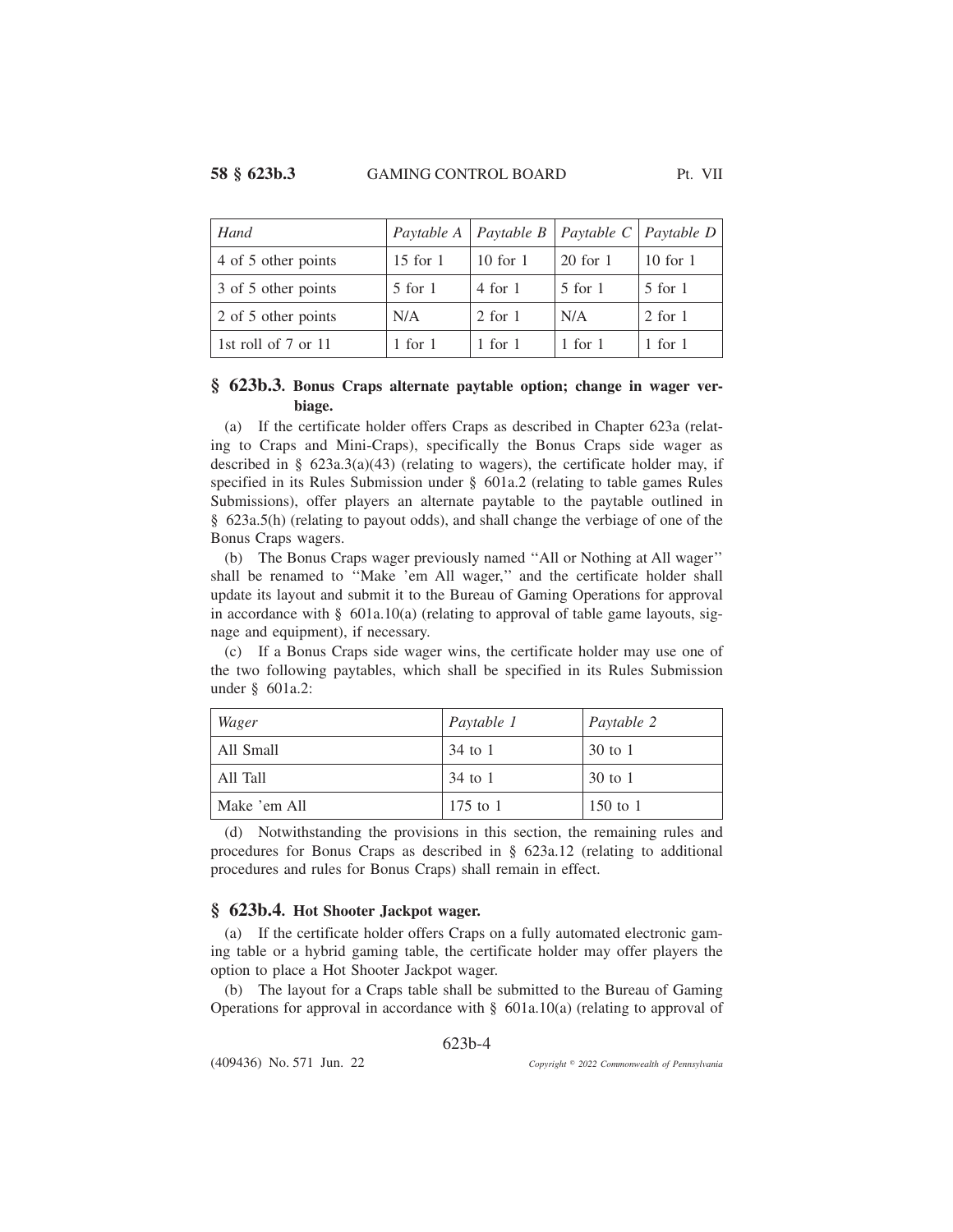| *Hand* | *Paytable A* | *Paytable B* | *Paytable C* | *Paytable D* |
|---|---|---|---|---|
| 4 of 5 other points | 15 for 1 | 10 for 1 | 20 for 1 | 10 for 1 |
| 3 of 5 other points | 5 for 1 | 4 for 1 | 5 for 1 | 5 for 1 |
| 2 of 5 other points | N/A | 2 for 1 | N/A | 2 for 1 |
| 1st roll of 7 or 11 | 1 for 1 | 1 for 1 | 1 for 1 | 1 for 1 |

## § 623b.3. Bonus Craps alternate paytable option; change in wager verbiage.

(a) If the certificate holder offers Craps as described in Chapter 623a (relating to Craps and Mini-Craps), specifically the Bonus Craps side wager as described in § 623a.3(a)(43) (relating to wagers), the certificate holder may, if specified in its Rules Submission under § 601a.2 (relating to table games Rules Submissions), offer players an alternate paytable to the paytable outlined in § 623a.5(h) (relating to payout odds), and shall change the verbiage of one of the Bonus Craps wagers.

(b) The Bonus Craps wager previously named ''All or Nothing at All wager'' shall be renamed to ''Make 'em All wager,'' and the certificate holder shall update its layout and submit it to the Bureau of Gaming Operations for approval in accordance with § 601a.10(a) (relating to approval of table game layouts, signage and equipment), if necessary.

(c) If a Bonus Craps side wager wins, the certificate holder may use one of the two following paytables, which shall be specified in its Rules Submission under § 601a.2:

| *Wager* | *Paytable 1* | *Paytable 2* |
|---|---|---|
| All Small | 34 to 1 | 30 to 1 |
| All Tall | 34 to 1 | 30 to 1 |
| Make 'em All | 175 to 1 | 150 to 1 |

(d) Notwithstanding the provisions in this section, the remaining rules and procedures for Bonus Craps as described in § 623a.12 (relating to additional procedures and rules for Bonus Craps) shall remain in effect.

## § 623b.4. Hot Shooter Jackpot wager.

(a) If the certificate holder offers Craps on a fully automated electronic gaming table or a hybrid gaming table, the certificate holder may offer players the option to place a Hot Shooter Jackpot wager.

(b) The layout for a Craps table shall be submitted to the Bureau of Gaming Operations for approval in accordance with § 601a.10(a) (relating to approval of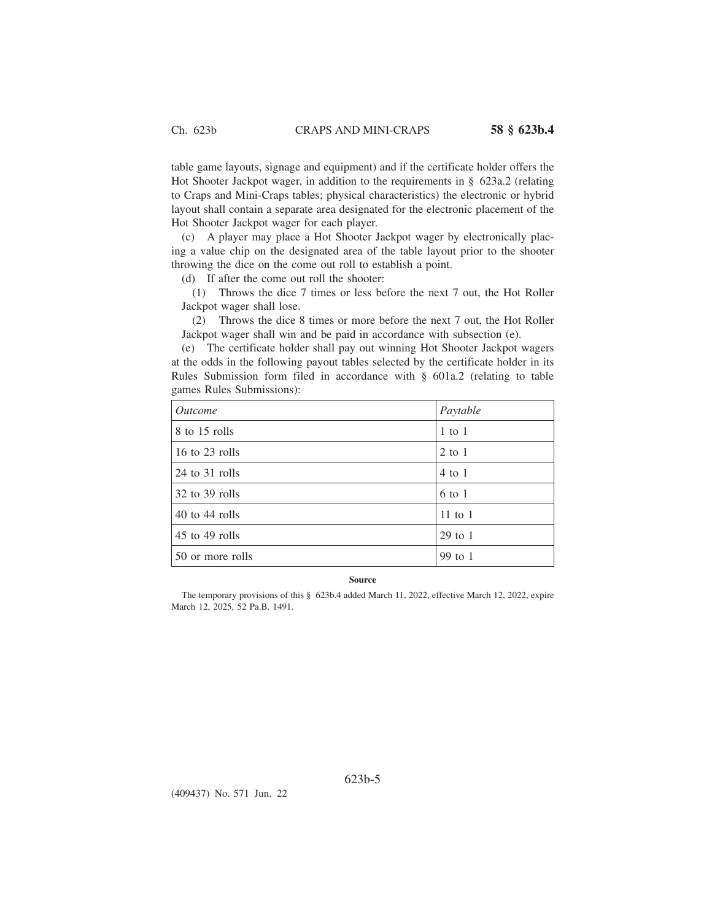table game layouts, signage and equipment) and if the certificate holder offers the Hot Shooter Jackpot wager, in addition to the requirements in § 623a.2 (relating to Craps and Mini-Craps tables; physical characteristics) the electronic or hybrid layout shall contain a separate area designated for the electronic placement of the Hot Shooter Jackpot wager for each player.

(c) A player may place a Hot Shooter Jackpot wager by electronically placing a value chip on the designated area of the table layout prior to the shooter throwing the dice on the come out roll to establish a point.

(d) If after the come out roll the shooter:

(1) Throws the dice 7 times or less before the next 7 out, the Hot Roller Jackpot wager shall lose.

(2) Throws the dice 8 times or more before the next 7 out, the Hot Roller Jackpot wager shall win and be paid in accordance with subsection (e).

(e) The certificate holder shall pay out winning Hot Shooter Jackpot wagers at the odds in the following payout tables selected by the certificate holder in its Rules Submission form filed in accordance with § 601a.2 (relating to table games Rules Submissions):

| *Outcome* | *Paytable* |
| --- | --- |
| 8 to 15 rolls | 1 to 1 |
| 16 to 23 rolls | 2 to 1 |
| 24 to 31 rolls | 4 to 1 |
| 32 to 39 rolls | 6 to 1 |
| 40 to 44 rolls | 11 to 1 |
| 45 to 49 rolls | 29 to 1 |
| 50 or more rolls | 99 to 1 |

**Source**

The temporary provisions of this § 623b.4 added March 11, 2022, effective March 12, 2022, expire March 12, 2025, 52 Pa.B. 1491.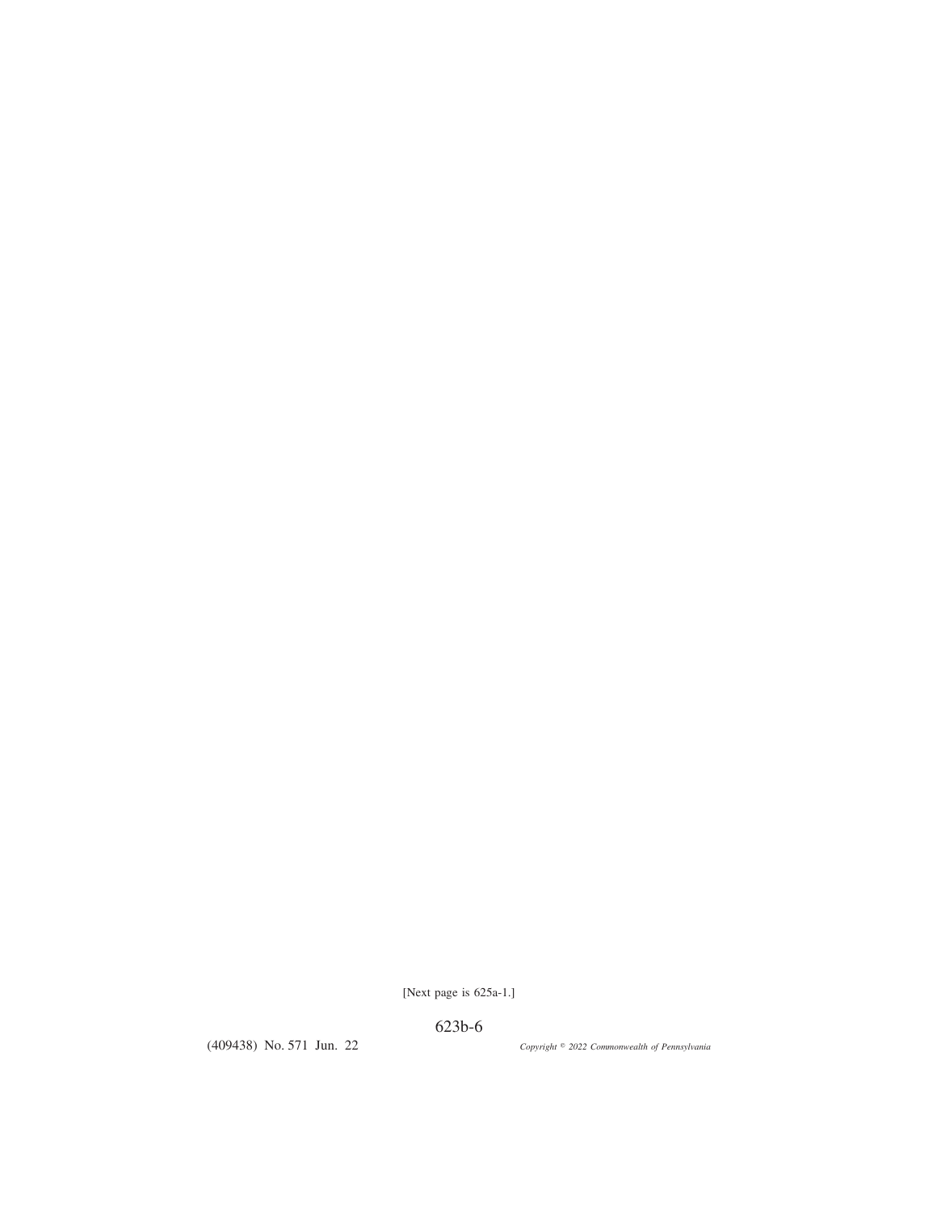[Next page is 625a-1.]